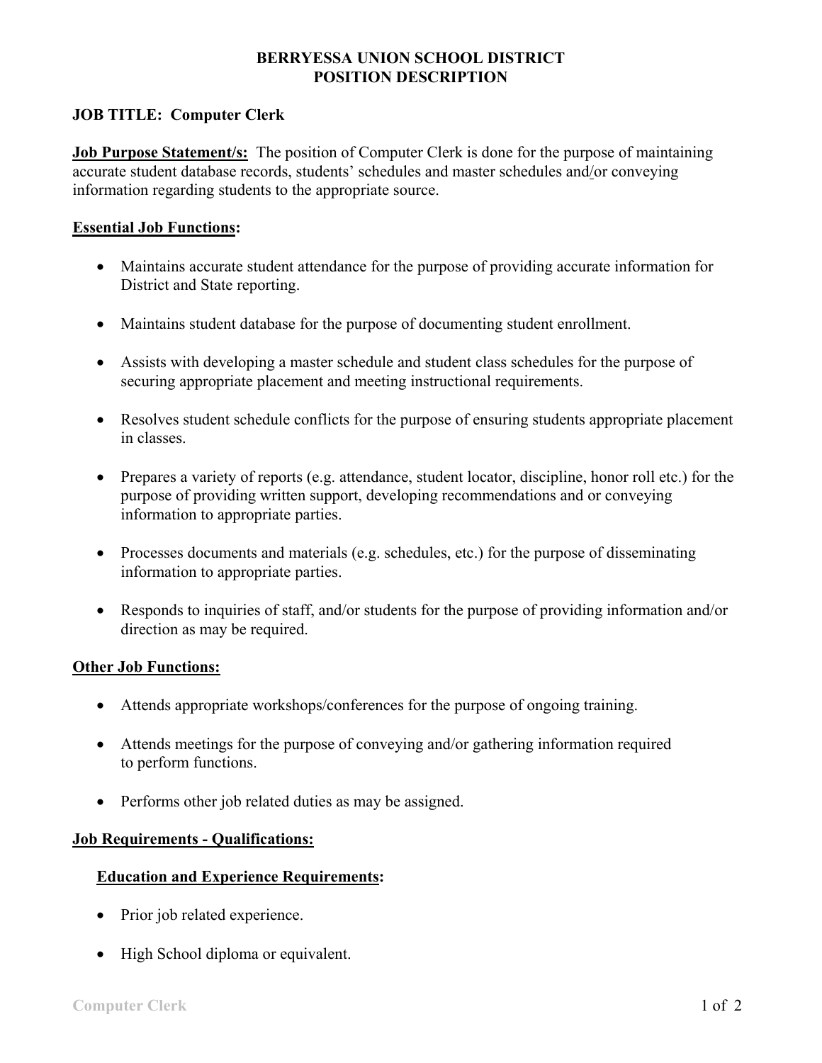# BERRYESSA UNION SCHOOL DISTRICT
# POSITION DESCRIPTION

**JOB TITLE: Computer Clerk**

**Job Purpose Statement/s:** The position of Computer Clerk is done for the purpose of maintaining accurate student database records, students' schedules and master schedules and/or conveying information regarding students to the appropriate source.

## Essential Job Functions:

- Maintains accurate student attendance for the purpose of providing accurate information for District and State reporting.
- Maintains student database for the purpose of documenting student enrollment.
- Assists with developing a master schedule and student class schedules for the purpose of securing appropriate placement and meeting instructional requirements.
- Resolves student schedule conflicts for the purpose of ensuring students appropriate placement in classes.
- Prepares a variety of reports (e.g. attendance, student locator, discipline, honor roll etc.) for the purpose of providing written support, developing recommendations and or conveying information to appropriate parties.
- Processes documents and materials (e.g. schedules, etc.) for the purpose of disseminating information to appropriate parties.
- Responds to inquiries of staff, and/or students for the purpose of providing information and/or direction as may be required.

## Other Job Functions:

- Attends appropriate workshops/conferences for the purpose of ongoing training.
- Attends meetings for the purpose of conveying and/or gathering information required to perform functions.
- Performs other job related duties as may be assigned.

## Job Requirements - Qualifications:

### Education and Experience Requirements:

- Prior job related experience.
- High School diploma or equivalent.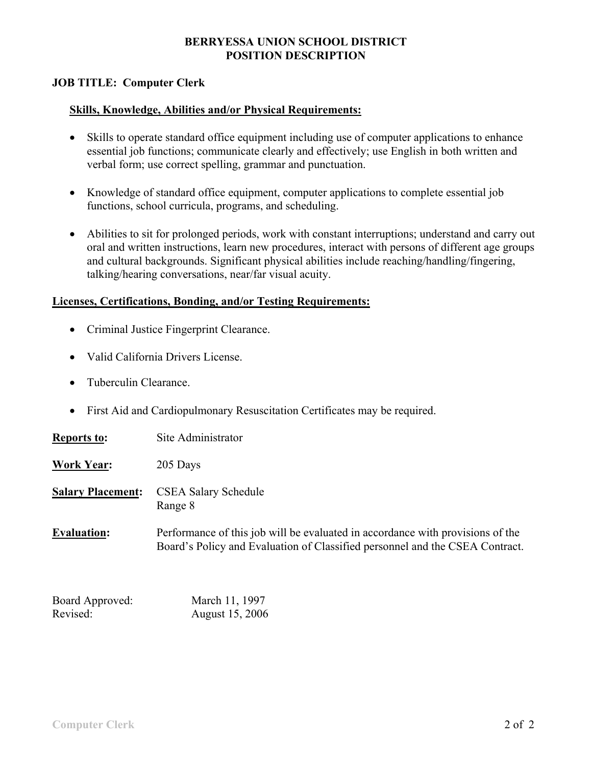**BERRYESSA UNION SCHOOL DISTRICT**
**POSITION DESCRIPTION**

**JOB TITLE: Computer Clerk**

**Skills, Knowledge, Abilities and/or Physical Requirements:**

- Skills to operate standard office equipment including use of computer applications to enhance essential job functions; communicate clearly and effectively; use English in both written and verbal form; use correct spelling, grammar and punctuation.

- Knowledge of standard office equipment, computer applications to complete essential job functions, school curricula, programs, and scheduling.

- Abilities to sit for prolonged periods, work with constant interruptions; understand and carry out oral and written instructions, learn new procedures, interact with persons of different age groups and cultural backgrounds. Significant physical abilities include reaching/handling/fingering, talking/hearing conversations, near/far visual acuity.

**Licenses, Certifications, Bonding, and/or Testing Requirements:**

- Criminal Justice Fingerprint Clearance.

- Valid California Drivers License.

- Tuberculin Clearance.

- First Aid and Cardiopulmonary Resuscitation Certificates may be required.

**Reports to:** Site Administrator

**Work Year:** 205 Days

**Salary Placement:** CSEA Salary Schedule
Range 8

**Evaluation:** Performance of this job will be evaluated in accordance with provisions of the Board's Policy and Evaluation of Classified personnel and the CSEA Contract.

Board Approved: March 11, 1997
Revised: August 15, 2006